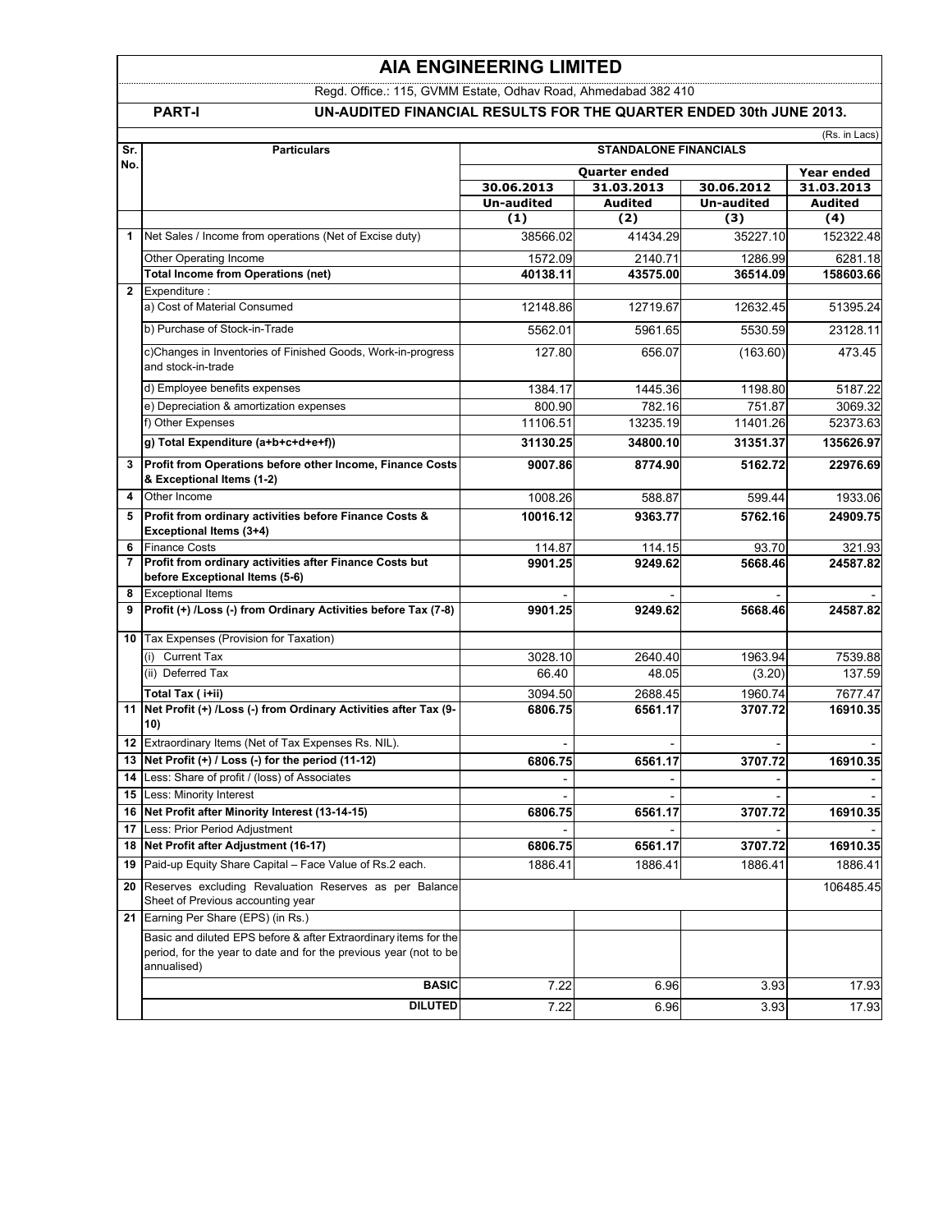# AIA ENGINEERING LIMITED

Regd. Office.: 115, GVMM Estate, Odhav Road, Ahmedabad 382 410

**PART-I** **UN-AUDITED FINANCIAL RESULTS FOR THE QUARTER ENDED 30th JUNE 2013.**

(Rs. in Lacs)

| Sr. No. | Particulars | STANDALONE FINANCIALS | | | |
|---|---|---|---|---|---|
| | | Quarter ended | | | Year ended |
| | | 30.06.2013 | 31.03.2013 | 30.06.2012 | 31.03.2013 |
| | | Un-audited | Audited | Un-audited | Audited |
| | | (1) | (2) | (3) | (4) |
| 1 | Net Sales / Income from operations (Net of Excise duty) | 38566.02 | 41434.29 | 35227.10 | 152322.48 |
| | Other Operating Income | 1572.09 | 2140.71 | 1286.99 | 6281.18 |
| | **Total Income from Operations (net)** | **40138.11** | **43575.00** | **36514.09** | **158603.66** |
| 2 | Expenditure : | | | | |
| | a) Cost of Material Consumed | 12148.86 | 12719.67 | 12632.45 | 51395.24 |
| | b) Purchase of Stock-in-Trade | 5562.01 | 5961.65 | 5530.59 | 23128.11 |
| | c)Changes in Inventories of Finished Goods, Work-in-progress and stock-in-trade | 127.80 | 656.07 | (163.60) | 473.45 |
| | d) Employee benefits expenses | 1384.17 | 1445.36 | 1198.80 | 5187.22 |
| | e) Depreciation & amortization expenses | 800.90 | 782.16 | 751.87 | 3069.32 |
| | f) Other Expenses | 11106.51 | 13235.19 | 11401.26 | 52373.63 |
| | **g) Total Expenditure (a+b+c+d+e+f))** | **31130.25** | **34800.10** | **31351.37** | **135626.97** |
| 3 | **Profit from Operations before other Income, Finance Costs & Exceptional Items (1-2)** | **9007.86** | **8774.90** | **5162.72** | **22976.69** |
| 4 | Other Income | 1008.26 | 588.87 | 599.44 | 1933.06 |
| 5 | **Profit from ordinary activities before Finance Costs & Exceptional Items (3+4)** | **10016.12** | **9363.77** | **5762.16** | **24909.75** |
| 6 | Finance Costs | 114.87 | 114.15 | 93.70 | 321.93 |
| 7 | **Profit from ordinary activities after Finance Costs but before Exceptional Items (5-6)** | **9901.25** | **9249.62** | **5668.46** | **24587.82** |
| 8 | Exceptional Items | - | - | - | - |
| 9 | **Profit (+) /Loss (-) from Ordinary Activities before Tax (7-8)** | **9901.25** | **9249.62** | **5668.46** | **24587.82** |
| 10 | Tax Expenses (Provision for Taxation) | | | | |
| | (i) Current Tax | 3028.10 | 2640.40 | 1963.94 | 7539.88 |
| | (ii) Deferred Tax | 66.40 | 48.05 | (3.20) | 137.59 |
| | **Total Tax ( i+ii)** | 3094.50 | 2688.45 | 1960.74 | 7677.47 |
| 11 | **Net Profit (+) /Loss (-) from Ordinary Activities after Tax (9-10)** | **6806.75** | **6561.17** | **3707.72** | **16910.35** |
| 12 | Extraordinary Items (Net of Tax Expenses Rs. NIL). | - | - | - | - |
| 13 | **Net Profit (+) / Loss (-) for the period (11-12)** | **6806.75** | **6561.17** | **3707.72** | **16910.35** |
| 14 | Less: Share of profit / (loss) of Associates | - | - | - | - |
| 15 | Less: Minority Interest | - | - | - | - |
| 16 | **Net Profit after Minority Interest (13-14-15)** | **6806.75** | **6561.17** | **3707.72** | **16910.35** |
| 17 | Less: Prior Period Adjustment | - | - | - | - |
| 18 | **Net Profit after Adjustment (16-17)** | **6806.75** | **6561.17** | **3707.72** | **16910.35** |
| 19 | Paid-up Equity Share Capital – Face Value of Rs.2 each. | 1886.41 | 1886.41 | 1886.41 | 1886.41 |
| 20 | Reserves excluding Revaluation Reserves as per Balance Sheet of Previous accounting year | | | | 106485.45 |
| 21 | Earning Per Share (EPS) (in Rs.) | | | | |
| | Basic and diluted EPS before & after Extraordinary items for the period, for the year to date and for the previous year (not to be annualised) | | | | |
| | **BASIC** | 7.22 | 6.96 | 3.93 | 17.93 |
| | **DILUTED** | 7.22 | 6.96 | 3.93 | 17.93 |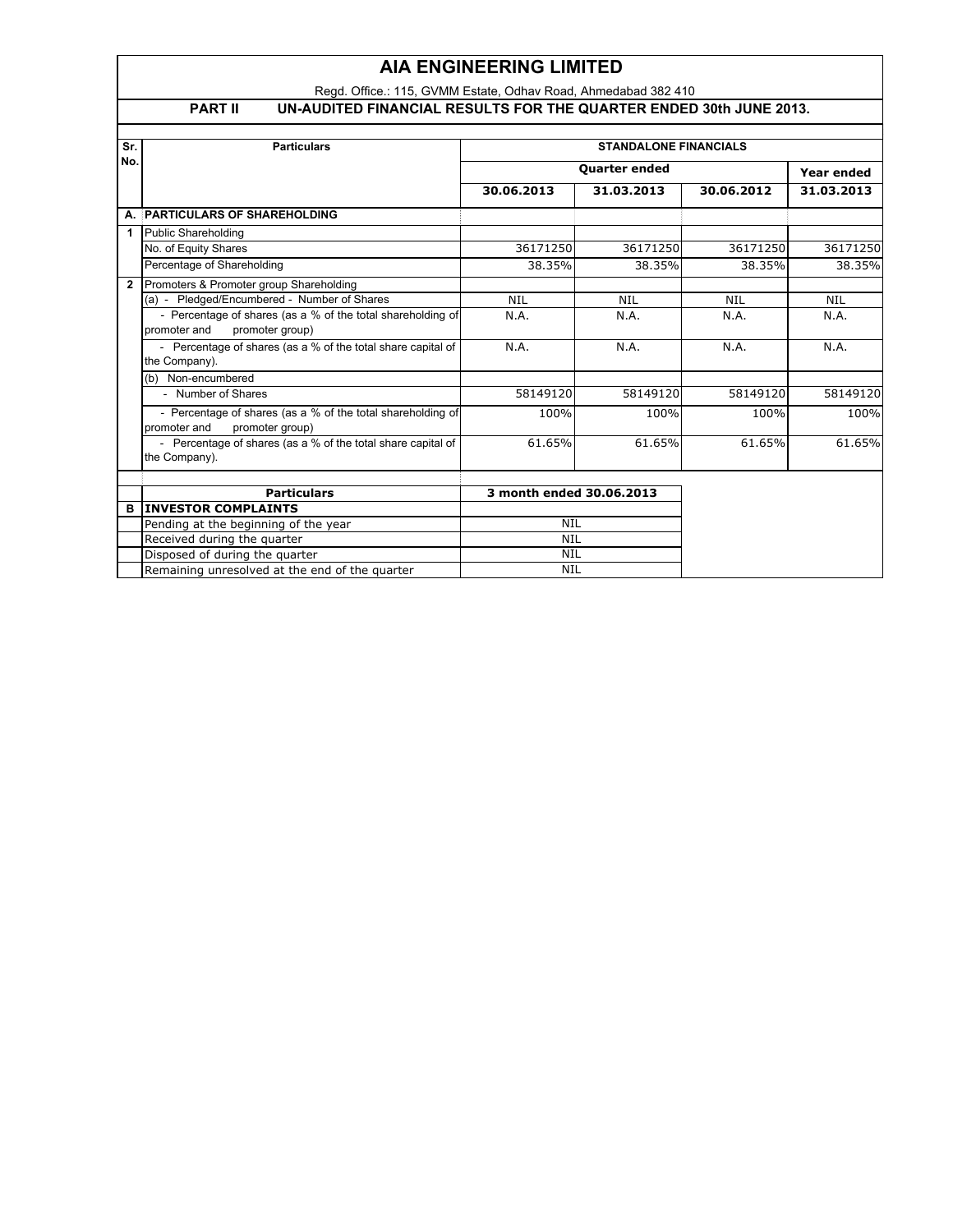# AIA ENGINEERING LIMITED

Regd. Office.: 115, GVMM Estate, Odhav Road, Ahmedabad 382 410

## PART II UN-AUDITED FINANCIAL RESULTS FOR THE QUARTER ENDED 30th JUNE 2013.

| Sr. No. | Particulars | STANDALONE FINANCIALS | | | |
|---|---|---|---|---|---|
| | | Quarter ended | | | Year ended |
| | | 30.06.2013 | 31.03.2013 | 30.06.2012 | 31.03.2013 |
| A. | PARTICULARS OF SHAREHOLDING | | | | |
| 1 | Public Shareholding | | | | |
| | No. of Equity Shares | 36171250 | 36171250 | 36171250 | 36171250 |
| | Percentage of Shareholding | 38.35% | 38.35% | 38.35% | 38.35% |
| 2 | Promoters & Promoter group Shareholding | | | | |
| | (a) - Pledged/Encumbered - Number of Shares | NIL | NIL | NIL | NIL |
| | - Percentage of shares (as a % of the total shareholding of promoter and promoter group) | N.A. | N.A. | N.A. | N.A. |
| | - Percentage of shares (as a % of the total share capital of the Company). | N.A. | N.A. | N.A. | N.A. |
| | (b) Non-encumbered | | | | |
| | - Number of Shares | 58149120 | 58149120 | 58149120 | 58149120 |
| | - Percentage of shares (as a % of the total shareholding of promoter and promoter group) | 100% | 100% | 100% | 100% |
| | - Percentage of shares (as a % of the total share capital of the Company). | 61.65% | 61.65% | 61.65% | 61.65% |

| | Particulars | 3 month ended 30.06.2013 |
|---|---|---|
| B | INVESTOR COMPLAINTS | |
| | Pending at the beginning of the year | NIL |
| | Received during the quarter | NIL |
| | Disposed of during the quarter | NIL |
| | Remaining unresolved at the end of the quarter | NIL |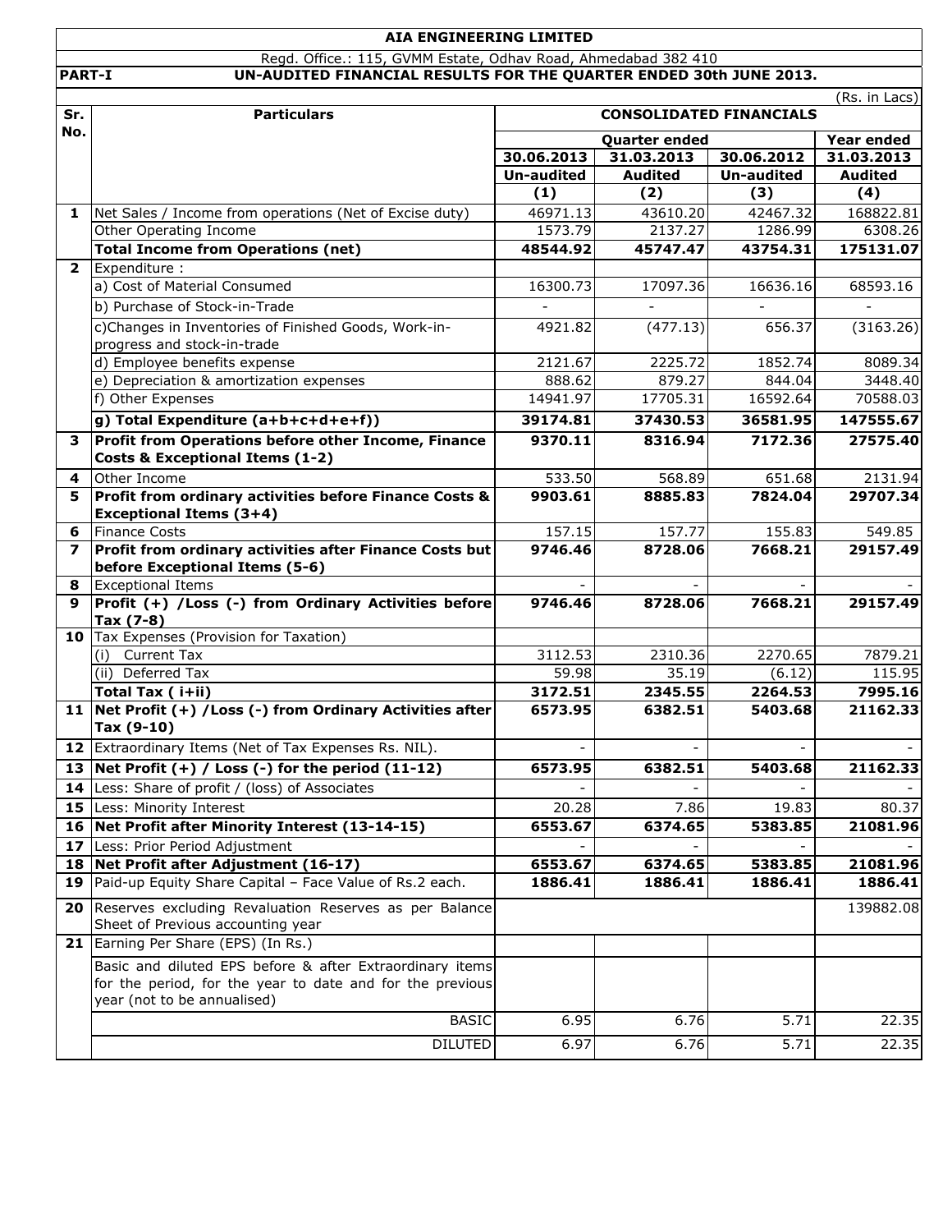**AIA ENGINEERING LIMITED**

Regd. Office.: 115, GVMM Estate, Odhav Road, Ahmedabad 382 410

**PART-I UN-AUDITED FINANCIAL RESULTS FOR THE QUARTER ENDED 30th JUNE 2013.**

(Rs. in Lacs)

| Sr. No. | Particulars | CONSOLIDATED FINANCIALS | | | |
|---|---|---|---|---|---|
| | | Quarter ended | | | Year ended |
| | | 30.06.2013 | 31.03.2013 | 30.06.2012 | 31.03.2013 |
| | | Un-audited | Audited | Un-audited | Audited |
| | | (1) | (2) | (3) | (4) |
| 1 | Net Sales / Income from operations (Net of Excise duty) | 46971.13 | 43610.20 | 42467.32 | 168822.81 |
| | Other Operating Income | 1573.79 | 2137.27 | 1286.99 | 6308.26 |
| | **Total Income from Operations (net)** | **48544.92** | **45747.47** | **43754.31** | **175131.07** |
| 2 | Expenditure : | | | | |
| | a) Cost of Material Consumed | 16300.73 | 17097.36 | 16636.16 | 68593.16 |
| | b) Purchase of Stock-in-Trade | - | - | - | - |
| | c)Changes in Inventories of Finished Goods, Work-in-progress and stock-in-trade | 4921.82 | (477.13) | 656.37 | (3163.26) |
| | d) Employee benefits expense | 2121.67 | 2225.72 | 1852.74 | 8089.34 |
| | e) Depreciation & amortization expenses | 888.62 | 879.27 | 844.04 | 3448.40 |
| | f) Other Expenses | 14941.97 | 17705.31 | 16592.64 | 70588.03 |
| | **g) Total Expenditure (a+b+c+d+e+f))** | **39174.81** | **37430.53** | **36581.95** | **147555.67** |
| 3 | **Profit from Operations before other Income, Finance Costs & Exceptional Items (1-2)** | **9370.11** | **8316.94** | **7172.36** | **27575.40** |
| 4 | Other Income | 533.50 | 568.89 | 651.68 | 2131.94 |
| 5 | **Profit from ordinary activities before Finance Costs & Exceptional Items (3+4)** | **9903.61** | **8885.83** | **7824.04** | **29707.34** |
| 6 | Finance Costs | 157.15 | 157.77 | 155.83 | 549.85 |
| 7 | **Profit from ordinary activities after Finance Costs but before Exceptional Items (5-6)** | **9746.46** | **8728.06** | **7668.21** | **29157.49** |
| 8 | Exceptional Items | - | - | - | - |
| 9 | **Profit (+) /Loss (-) from Ordinary Activities before Tax (7-8)** | **9746.46** | **8728.06** | **7668.21** | **29157.49** |
| 10 | Tax Expenses (Provision for Taxation) | | | | |
| | (i) Current Tax | 3112.53 | 2310.36 | 2270.65 | 7879.21 |
| | (ii) Deferred Tax | 59.98 | 35.19 | (6.12) | 115.95 |
| | **Total Tax ( i+ii)** | **3172.51** | **2345.55** | **2264.53** | **7995.16** |
| 11 | **Net Profit (+) /Loss (-) from Ordinary Activities after Tax (9-10)** | **6573.95** | **6382.51** | **5403.68** | **21162.33** |
| 12 | Extraordinary Items (Net of Tax Expenses Rs. NIL). | - | - | - | - |
| 13 | **Net Profit (+) / Loss (-) for the period (11-12)** | **6573.95** | **6382.51** | **5403.68** | **21162.33** |
| 14 | Less: Share of profit / (loss) of Associates | - | - | - | - |
| 15 | Less: Minority Interest | 20.28 | 7.86 | 19.83 | 80.37 |
| 16 | **Net Profit after Minority Interest (13-14-15)** | **6553.67** | **6374.65** | **5383.85** | **21081.96** |
| 17 | Less: Prior Period Adjustment | - | - | - | - |
| 18 | **Net Profit after Adjustment (16-17)** | **6553.67** | **6374.65** | **5383.85** | **21081.96** |
| 19 | Paid-up Equity Share Capital – Face Value of Rs.2 each. | **1886.41** | **1886.41** | **1886.41** | **1886.41** |
| 20 | Reserves excluding Revaluation Reserves as per Balance Sheet of Previous accounting year | | | | 139882.08 |
| 21 | Earning Per Share (EPS) (In Rs.) | | | | |
| | Basic and diluted EPS before & after Extraordinary items for the period, for the year to date and for the previous year (not to be annualised) | | | | |
| | BASIC | 6.95 | 6.76 | 5.71 | 22.35 |
| | DILUTED | 6.97 | 6.76 | 5.71 | 22.35 |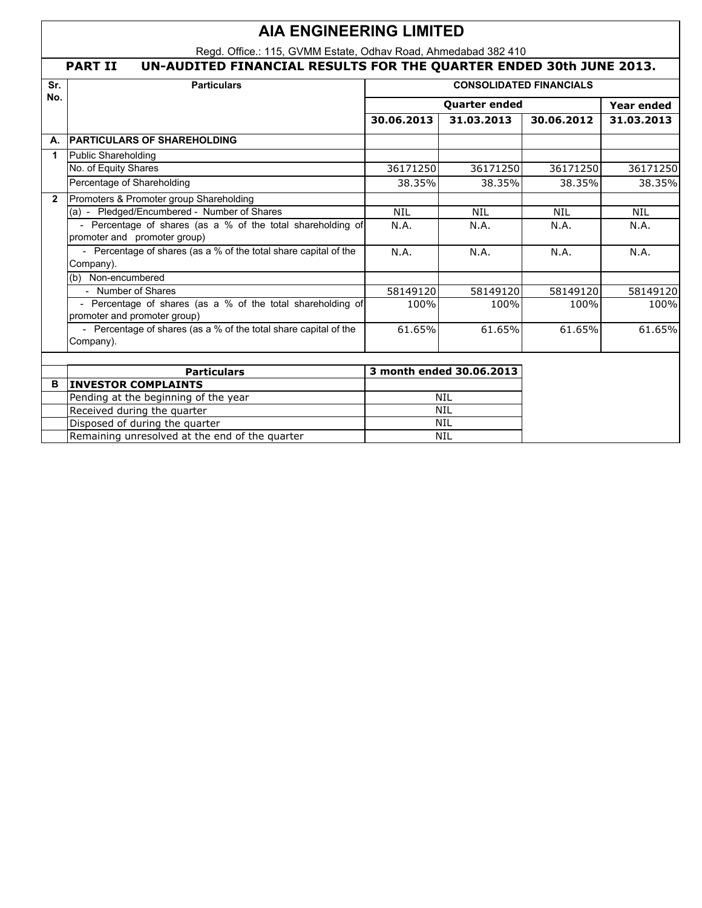# AIA ENGINEERING LIMITED

Regd. Office.: 115, GVMM Estate, Odhav Road, Ahmedabad 382 410

## PART II UN-AUDITED FINANCIAL RESULTS FOR THE QUARTER ENDED 30th JUNE 2013.

| Sr. No. | Particulars | CONSOLIDATED FINANCIALS | | | |
|---|---|---|---|---|---|
| | | Quarter ended | | | Year ended |
| | | 30.06.2013 | 31.03.2013 | 30.06.2012 | 31.03.2013 |
| A. | **PARTICULARS OF SHAREHOLDING** | | | | |
| 1 | Public Shareholding | | | | |
| | No. of Equity Shares | 36171250 | 36171250 | 36171250 | 36171250 |
| | Percentage of Shareholding | 38.35% | 38.35% | 38.35% | 38.35% |
| 2 | Promoters & Promoter group Shareholding | | | | |
| | (a) - Pledged/Encumbered - Number of Shares | NIL | NIL | NIL | NIL |
| | - Percentage of shares (as a % of the total shareholding of promoter and promoter group) | N.A. | N.A. | N.A. | N.A. |
| | - Percentage of shares (as a % of the total share capital of the Company). | N.A. | N.A. | N.A. | N.A. |
| | (b) Non-encumbered | | | | |
| | - Number of Shares | 58149120 | 58149120 | 58149120 | 58149120 |
| | - Percentage of shares (as a % of the total shareholding of promoter and promoter group) | 100% | 100% | 100% | 100% |
| | - Percentage of shares (as a % of the total share capital of the Company). | 61.65% | 61.65% | 61.65% | 61.65% |

| | Particulars | 3 month ended 30.06.2013 |
|---|---|---|
| B | **INVESTOR COMPLAINTS** | |
| | Pending at the beginning of the year | NIL |
| | Received during the quarter | NIL |
| | Disposed of during the quarter | NIL |
| | Remaining unresolved at the end of the quarter | NIL |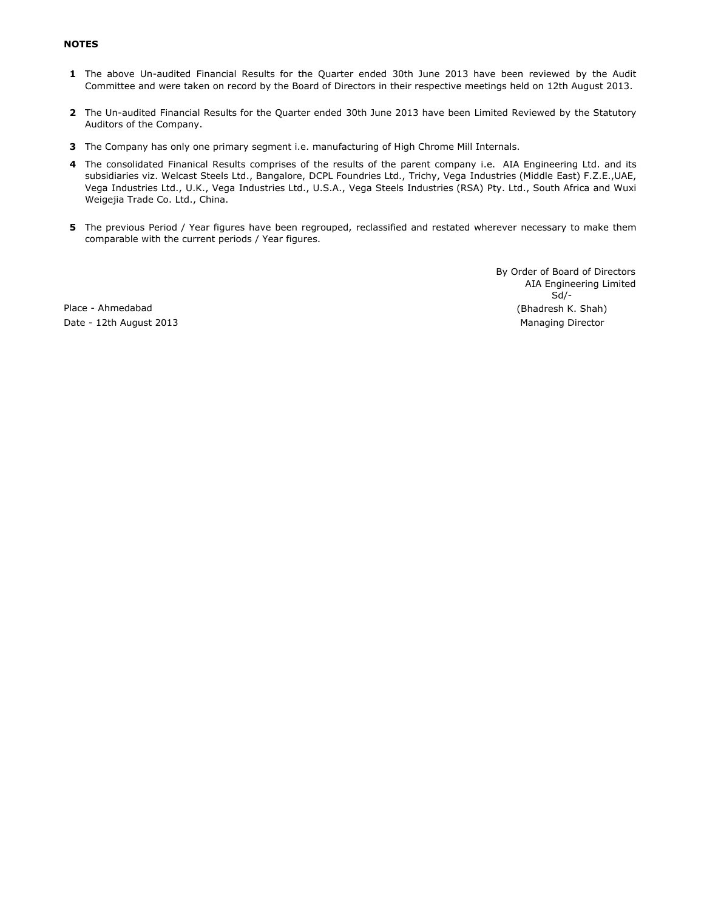**NOTES**

1. The above Un-audited Financial Results for the Quarter ended 30th June 2013 have been reviewed by the Audit Committee and were taken on record by the Board of Directors in their respective meetings held on 12th August 2013.

2. The Un-audited Financial Results for the Quarter ended 30th June 2013 have been Limited Reviewed by the Statutory Auditors of the Company.

3. The Company has only one primary segment i.e. manufacturing of High Chrome Mill Internals.

4. The consolidated Finanical Results comprises of the results of the parent company i.e. AIA Engineering Ltd. and its subsidiaries viz. Welcast Steels Ltd., Bangalore, DCPL Foundries Ltd., Trichy, Vega Industries (Middle East) F.Z.E.,UAE, Vega Industries Ltd., U.K., Vega Industries Ltd., U.S.A., Vega Steels Industries (RSA) Pty. Ltd., South Africa and Wuxi Weigejia Trade Co. Ltd., China.

5. The previous Period / Year figures have been regrouped, reclassified and restated wherever necessary to make them comparable with the current periods / Year figures.

By Order of Board of Directors
AIA Engineering Limited
Sd/-
(Bhadresh K. Shah)
Managing Director

Place - Ahmedabad
Date - 12th August 2013